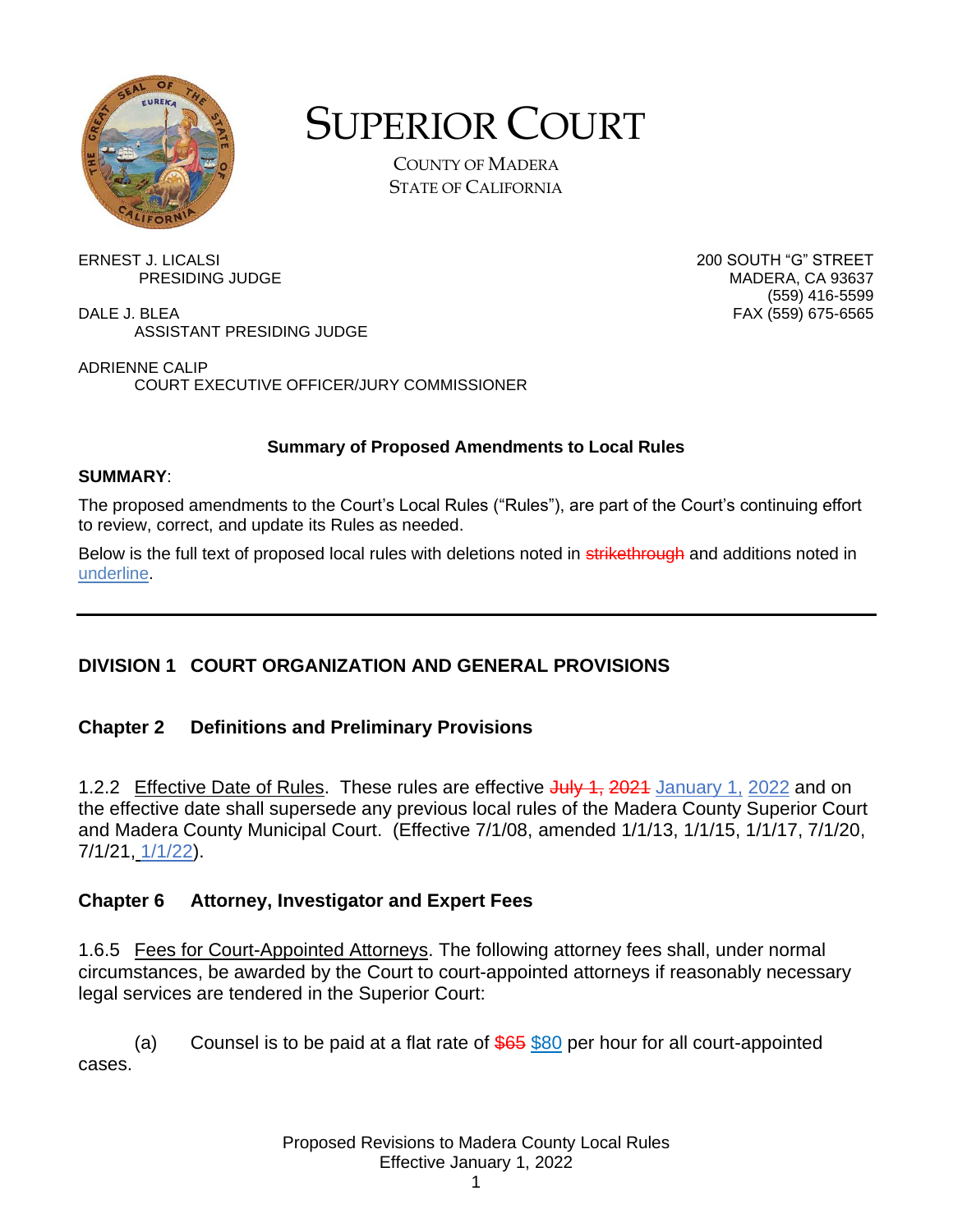# SUPERIOR COURT

COUNTY OF MADERA
STATE OF CALIFORNIA

ERNEST J. LICALSI
PRESIDING JUDGE

DALE J. BLEA
ASSISTANT PRESIDING JUDGE

ADRIENNE CALIP
COURT EXECUTIVE OFFICER/JURY COMMISSIONER

200 SOUTH "G" STREET
MADERA, CA 93637
(559) 416-5599
FAX (559) 675-6565

**Summary of Proposed Amendments to Local Rules**

**SUMMARY**:

The proposed amendments to the Court's Local Rules ("Rules"), are part of the Court's continuing effort to review, correct, and update its Rules as needed.

Below is the full text of proposed local rules with deletions noted in ~~strikethrough~~ and additions noted in <u>underline</u>.

---

## DIVISION 1 COURT ORGANIZATION AND GENERAL PROVISIONS

### Chapter 2 Definitions and Preliminary Provisions

1.2.2 <u>Effective Date of Rules</u>. These rules are effective ~~July 1, 2021~~ <u>January 1, 2022</u> and on the effective date shall supersede any previous local rules of the Madera County Superior Court and Madera County Municipal Court. (Effective 7/1/08, amended 1/1/13, 1/1/15, 1/1/17, 7/1/20, 7/1/21, <u>1/1/22</u>).

### Chapter 6 Attorney, Investigator and Expert Fees

1.6.5 <u>Fees for Court-Appointed Attorneys</u>. The following attorney fees shall, under normal circumstances, be awarded by the Court to court-appointed attorneys if reasonably necessary legal services are tendered in the Superior Court:

(a) Counsel is to be paid at a flat rate of ~~$65~~ <u>$80</u> per hour for all court-appointed cases.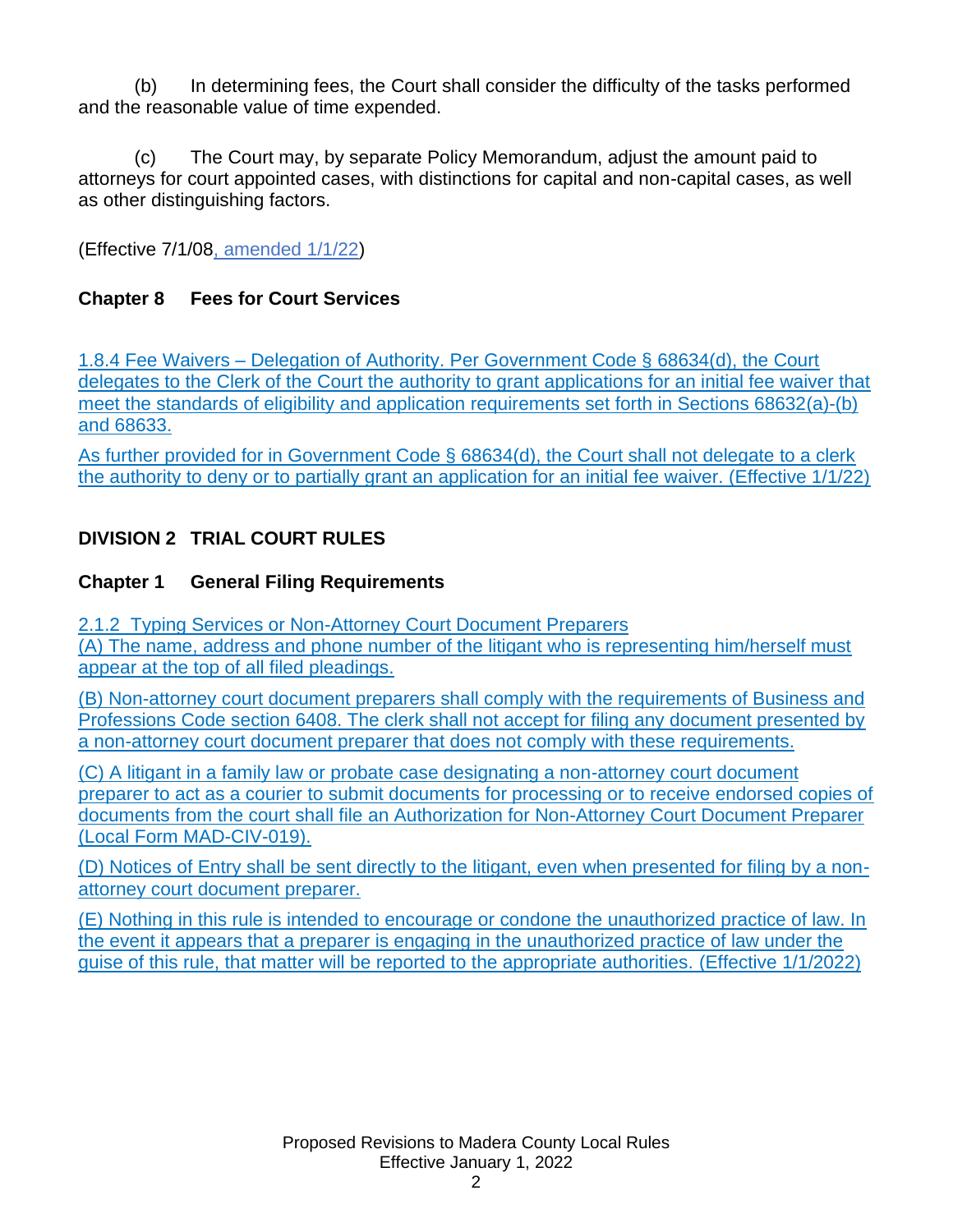(b) In determining fees, the Court shall consider the difficulty of the tasks performed and the reasonable value of time expended.

(c) The Court may, by separate Policy Memorandum, adjust the amount paid to attorneys for court appointed cases, with distinctions for capital and non-capital cases, as well as other distinguishing factors.

(Effective 7/1/08, amended 1/1/22)

**Chapter 8 Fees for Court Services**

1.8.4 Fee Waivers – Delegation of Authority. Per Government Code § 68634(d), the Court delegates to the Clerk of the Court the authority to grant applications for an initial fee waiver that meet the standards of eligibility and application requirements set forth in Sections 68632(a)-(b) and 68633.

As further provided for in Government Code § 68634(d), the Court shall not delegate to a clerk the authority to deny or to partially grant an application for an initial fee waiver. (Effective 1/1/22)

## DIVISION 2 TRIAL COURT RULES

**Chapter 1 General Filing Requirements**

2.1.2 Typing Services or Non-Attorney Court Document Preparers

(A) The name, address and phone number of the litigant who is representing him/herself must appear at the top of all filed pleadings.

(B) Non-attorney court document preparers shall comply with the requirements of Business and Professions Code section 6408. The clerk shall not accept for filing any document presented by a non-attorney court document preparer that does not comply with these requirements.

(C) A litigant in a family law or probate case designating a non-attorney court document preparer to act as a courier to submit documents for processing or to receive endorsed copies of documents from the court shall file an Authorization for Non-Attorney Court Document Preparer (Local Form MAD-CIV-019).

(D) Notices of Entry shall be sent directly to the litigant, even when presented for filing by a non-attorney court document preparer.

(E) Nothing in this rule is intended to encourage or condone the unauthorized practice of law. In the event it appears that a preparer is engaging in the unauthorized practice of law under the guise of this rule, that matter will be reported to the appropriate authorities. (Effective 1/1/2022)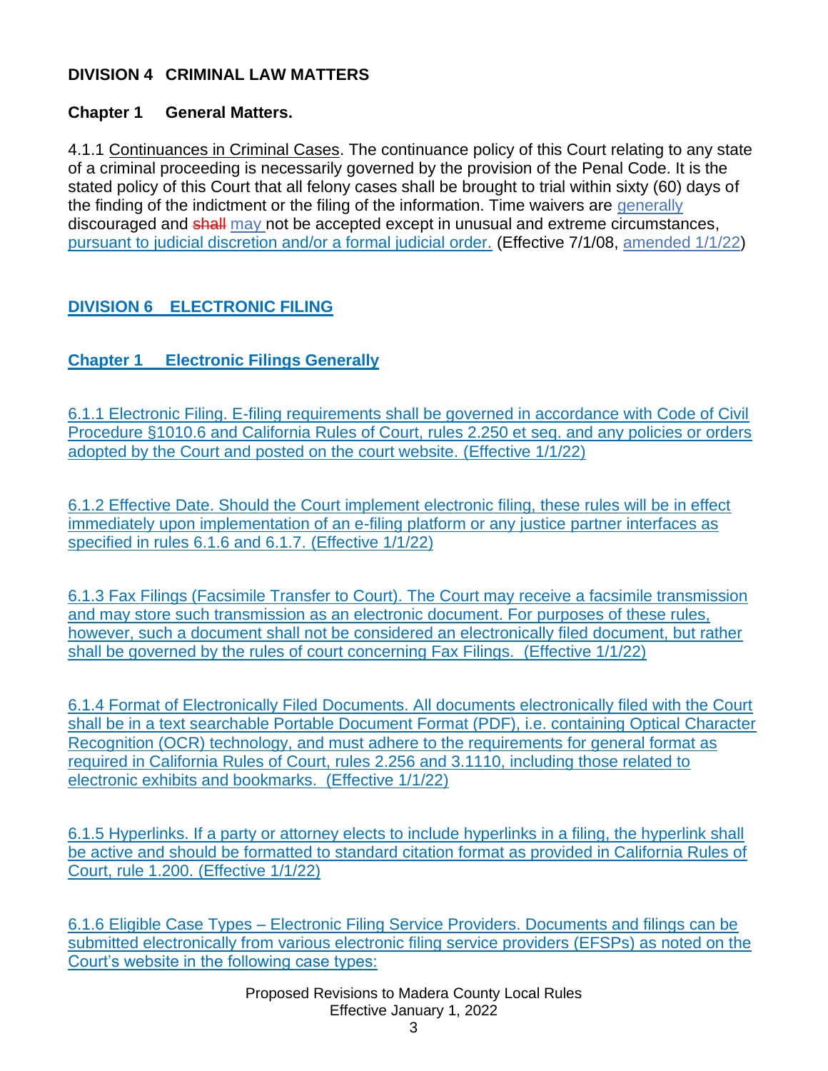**DIVISION 4 CRIMINAL LAW MATTERS**

**Chapter 1 General Matters.**

4.1.1 Continuances in Criminal Cases. The continuance policy of this Court relating to any state of a criminal proceeding is necessarily governed by the provision of the Penal Code. It is the stated policy of this Court that all felony cases shall be brought to trial within sixty (60) days of the finding of the indictment or the filing of the information. Time waivers are generally discouraged and ~~shall~~ may not be accepted except in unusual and extreme circumstances, pursuant to judicial discretion and/or a formal judicial order. (Effective 7/1/08, amended 1/1/22)

**DIVISION 6 ELECTRONIC FILING**

**Chapter 1 Electronic Filings Generally**

6.1.1 Electronic Filing. E-filing requirements shall be governed in accordance with Code of Civil Procedure §1010.6 and California Rules of Court, rules 2.250 et seq. and any policies or orders adopted by the Court and posted on the court website. (Effective 1/1/22)

6.1.2 Effective Date. Should the Court implement electronic filing, these rules will be in effect immediately upon implementation of an e-filing platform or any justice partner interfaces as specified in rules 6.1.6 and 6.1.7. (Effective 1/1/22)

6.1.3 Fax Filings (Facsimile Transfer to Court). The Court may receive a facsimile transmission and may store such transmission as an electronic document. For purposes of these rules, however, such a document shall not be considered an electronically filed document, but rather shall be governed by the rules of court concerning Fax Filings. (Effective 1/1/22)

6.1.4 Format of Electronically Filed Documents. All documents electronically filed with the Court shall be in a text searchable Portable Document Format (PDF), i.e. containing Optical Character Recognition (OCR) technology, and must adhere to the requirements for general format as required in California Rules of Court, rules 2.256 and 3.1110, including those related to electronic exhibits and bookmarks. (Effective 1/1/22)

6.1.5 Hyperlinks. If a party or attorney elects to include hyperlinks in a filing, the hyperlink shall be active and should be formatted to standard citation format as provided in California Rules of Court, rule 1.200. (Effective 1/1/22)

6.1.6 Eligible Case Types – Electronic Filing Service Providers. Documents and filings can be submitted electronically from various electronic filing service providers (EFSPs) as noted on the Court's website in the following case types:

Proposed Revisions to Madera County Local Rules
Effective January 1, 2022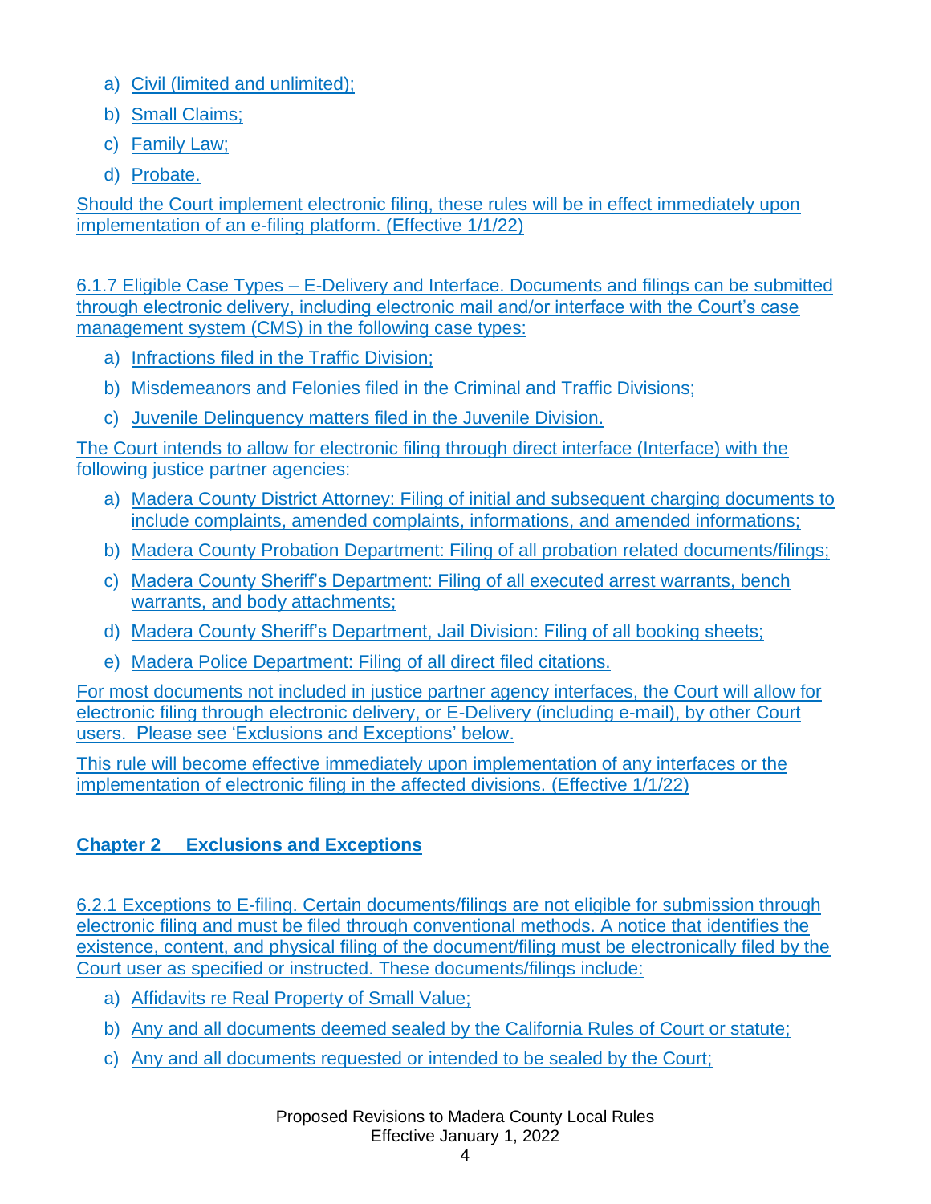a) Civil (limited and unlimited);
b) Small Claims;
c) Family Law;
d) Probate.

Should the Court implement electronic filing, these rules will be in effect immediately upon implementation of an e-filing platform. (Effective 1/1/22)

6.1.7 Eligible Case Types – E-Delivery and Interface. Documents and filings can be submitted through electronic delivery, including electronic mail and/or interface with the Court's case management system (CMS) in the following case types:

a) Infractions filed in the Traffic Division;
b) Misdemeanors and Felonies filed in the Criminal and Traffic Divisions;
c) Juvenile Delinquency matters filed in the Juvenile Division.

The Court intends to allow for electronic filing through direct interface (Interface) with the following justice partner agencies:

a) Madera County District Attorney: Filing of initial and subsequent charging documents to include complaints, amended complaints, informations, and amended informations;
b) Madera County Probation Department: Filing of all probation related documents/filings;
c) Madera County Sheriff's Department: Filing of all executed arrest warrants, bench warrants, and body attachments;
d) Madera County Sheriff's Department, Jail Division: Filing of all booking sheets;
e) Madera Police Department: Filing of all direct filed citations.

For most documents not included in justice partner agency interfaces, the Court will allow for electronic filing through electronic delivery, or E-Delivery (including e-mail), by other Court users. Please see 'Exclusions and Exceptions' below.

This rule will become effective immediately upon implementation of any interfaces or the implementation of electronic filing in the affected divisions. (Effective 1/1/22)

## Chapter 2 Exclusions and Exceptions

6.2.1 Exceptions to E-filing. Certain documents/filings are not eligible for submission through electronic filing and must be filed through conventional methods. A notice that identifies the existence, content, and physical filing of the document/filing must be electronically filed by the Court user as specified or instructed. These documents/filings include:

a) Affidavits re Real Property of Small Value;
b) Any and all documents deemed sealed by the California Rules of Court or statute;
c) Any and all documents requested or intended to be sealed by the Court;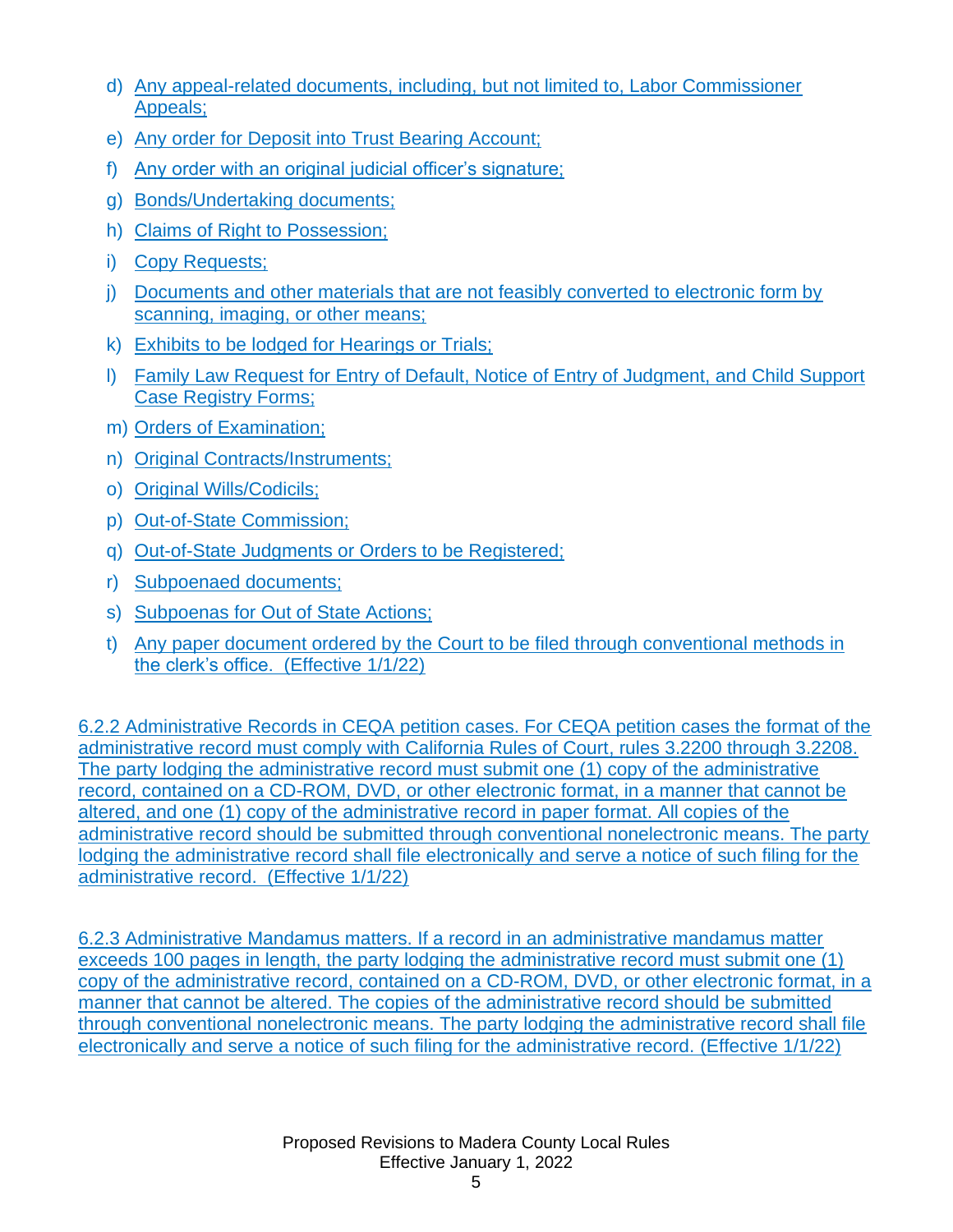d) Any appeal-related documents, including, but not limited to, Labor Commissioner Appeals;

e) Any order for Deposit into Trust Bearing Account;

f) Any order with an original judicial officer's signature;

g) Bonds/Undertaking documents;

h) Claims of Right to Possession;

i) Copy Requests;

j) Documents and other materials that are not feasibly converted to electronic form by scanning, imaging, or other means;

k) Exhibits to be lodged for Hearings or Trials;

l) Family Law Request for Entry of Default, Notice of Entry of Judgment, and Child Support Case Registry Forms;

m) Orders of Examination;

n) Original Contracts/Instruments;

o) Original Wills/Codicils;

p) Out-of-State Commission;

q) Out-of-State Judgments or Orders to be Registered;

r) Subpoenaed documents;

s) Subpoenas for Out of State Actions;

t) Any paper document ordered by the Court to be filed through conventional methods in the clerk's office. (Effective 1/1/22)

6.2.2 Administrative Records in CEQA petition cases. For CEQA petition cases the format of the administrative record must comply with California Rules of Court, rules 3.2200 through 3.2208. The party lodging the administrative record must submit one (1) copy of the administrative record, contained on a CD-ROM, DVD, or other electronic format, in a manner that cannot be altered, and one (1) copy of the administrative record in paper format. All copies of the administrative record should be submitted through conventional nonelectronic means. The party lodging the administrative record shall file electronically and serve a notice of such filing for the administrative record. (Effective 1/1/22)

6.2.3 Administrative Mandamus matters. If a record in an administrative mandamus matter exceeds 100 pages in length, the party lodging the administrative record must submit one (1) copy of the administrative record, contained on a CD-ROM, DVD, or other electronic format, in a manner that cannot be altered. The copies of the administrative record should be submitted through conventional nonelectronic means. The party lodging the administrative record shall file electronically and serve a notice of such filing for the administrative record. (Effective 1/1/22)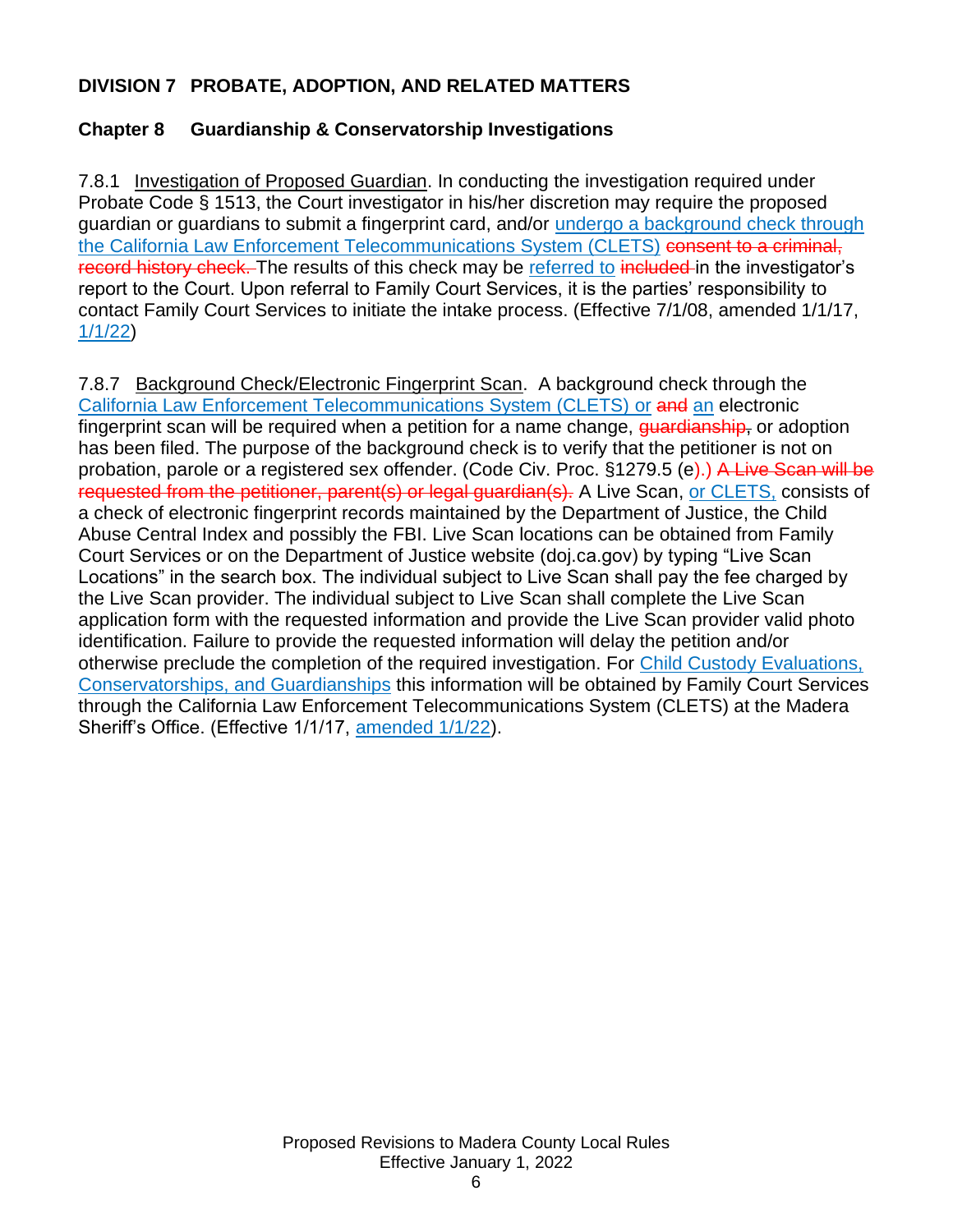**DIVISION 7 PROBATE, ADOPTION, AND RELATED MATTERS**

**Chapter 8 Guardianship & Conservatorship Investigations**

7.8.1 Investigation of Proposed Guardian. In conducting the investigation required under Probate Code § 1513, the Court investigator in his/her discretion may require the proposed guardian or guardians to submit a fingerprint card, and/or undergo a background check through the California Law Enforcement Telecommunications System (CLETS) ~~consent to a criminal, record history check.~~ The results of this check may be referred to ~~included~~ in the investigator's report to the Court. Upon referral to Family Court Services, it is the parties' responsibility to contact Family Court Services to initiate the intake process. (Effective 7/1/08, amended 1/1/17, 1/1/22)

7.8.7 Background Check/Electronic Fingerprint Scan. A background check through the California Law Enforcement Telecommunications System (CLETS) or ~~and~~ an electronic fingerprint scan will be required when a petition for a name change, ~~guardianship,~~ or adoption has been filed. The purpose of the background check is to verify that the petitioner is not on probation, parole or a registered sex offender. (Code Civ. Proc. §1279.5 (e).) ~~A Live Scan will be requested from the petitioner, parent(s) or legal guardian(s).~~ A Live Scan, or CLETS, consists of a check of electronic fingerprint records maintained by the Department of Justice, the Child Abuse Central Index and possibly the FBI. Live Scan locations can be obtained from Family Court Services or on the Department of Justice website (doj.ca.gov) by typing "Live Scan Locations" in the search box. The individual subject to Live Scan shall pay the fee charged by the Live Scan provider. The individual subject to Live Scan shall complete the Live Scan application form with the requested information and provide the Live Scan provider valid photo identification. Failure to provide the requested information will delay the petition and/or otherwise preclude the completion of the required investigation. For Child Custody Evaluations, Conservatorships, and Guardianships this information will be obtained by Family Court Services through the California Law Enforcement Telecommunications System (CLETS) at the Madera Sheriff's Office. (Effective 1/1/17, amended 1/1/22).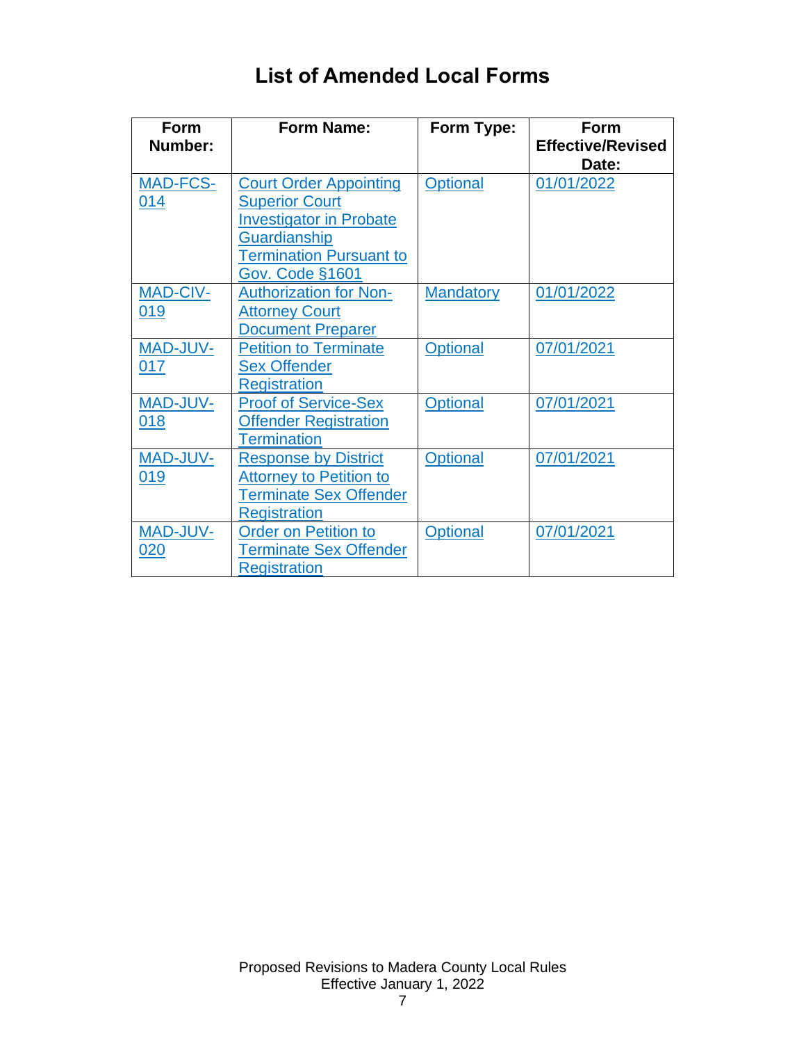# List of Amended Local Forms

| Form Number: | Form Name: | Form Type: | Form Effective/Revised Date: |
|---|---|---|---|
| MAD-FCS-014 | Court Order Appointing Superior Court Investigator in Probate Guardianship Termination Pursuant to Gov. Code §1601 | Optional | 01/01/2022 |
| MAD-CIV-019 | Authorization for Non-Attorney Court Document Preparer | Mandatory | 01/01/2022 |
| MAD-JUV-017 | Petition to Terminate Sex Offender Registration | Optional | 07/01/2021 |
| MAD-JUV-018 | Proof of Service-Sex Offender Registration Termination | Optional | 07/01/2021 |
| MAD-JUV-019 | Response by District Attorney to Petition to Terminate Sex Offender Registration | Optional | 07/01/2021 |
| MAD-JUV-020 | Order on Petition to Terminate Sex Offender Registration | Optional | 07/01/2021 |